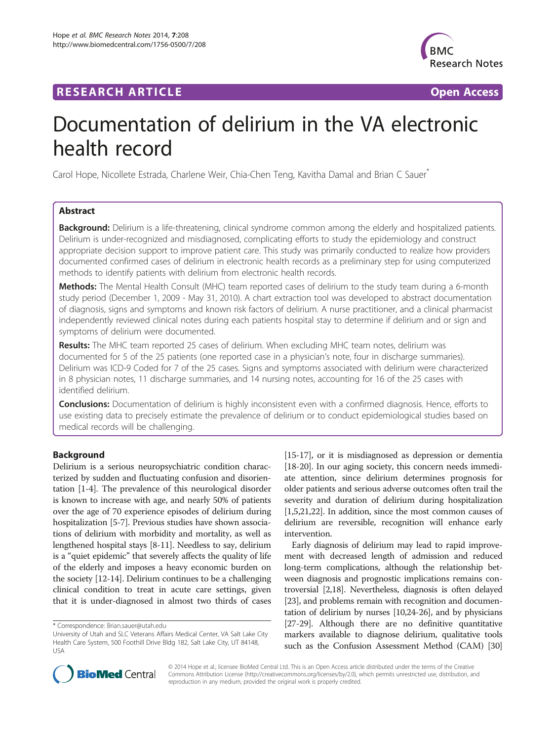RESEARCH ARTICLE Open Access

# Documentation of delirium in the VA electronic health record

Carol Hope, Nicollete Estrada, Charlene Weir, Chia-Chen Teng, Kavitha Damal and Brian C Sauer*

## Abstract

**Background:** Delirium is a life-threatening, clinical syndrome common among the elderly and hospitalized patients. Delirium is under-recognized and misdiagnosed, complicating efforts to study the epidemiology and construct appropriate decision support to improve patient care. This study was primarily conducted to realize how providers documented confirmed cases of delirium in electronic health records as a preliminary step for using computerized methods to identify patients with delirium from electronic health records.

**Methods:** The Mental Health Consult (MHC) team reported cases of delirium to the study team during a 6-month study period (December 1, 2009 - May 31, 2010). A chart extraction tool was developed to abstract documentation of diagnosis, signs and symptoms and known risk factors of delirium. A nurse practitioner, and a clinical pharmacist independently reviewed clinical notes during each patients hospital stay to determine if delirium and or sign and symptoms of delirium were documented.

**Results:** The MHC team reported 25 cases of delirium. When excluding MHC team notes, delirium was documented for 5 of the 25 patients (one reported case in a physician's note, four in discharge summaries). Delirium was ICD-9 Coded for 7 of the 25 cases. Signs and symptoms associated with delirium were characterized in 8 physician notes, 11 discharge summaries, and 14 nursing notes, accounting for 16 of the 25 cases with identified delirium.

**Conclusions:** Documentation of delirium is highly inconsistent even with a confirmed diagnosis. Hence, efforts to use existing data to precisely estimate the prevalence of delirium or to conduct epidemiological studies based on medical records will be challenging.

## Background

Delirium is a serious neuropsychiatric condition characterized by sudden and fluctuating confusion and disorientation [1-4]. The prevalence of this neurological disorder is known to increase with age, and nearly 50% of patients over the age of 70 experience episodes of delirium during hospitalization [5-7]. Previous studies have shown associations of delirium with morbidity and mortality, as well as lengthened hospital stays [8-11]. Needless to say, delirium is a "quiet epidemic" that severely affects the quality of life of the elderly and imposes a heavy economic burden on the society [12-14]. Delirium continues to be a challenging clinical condition to treat in acute care settings, given that it is under-diagnosed in almost two thirds of cases [15-17], or it is misdiagnosed as depression or dementia [18-20]. In our aging society, this concern needs immediate attention, since delirium determines prognosis for older patients and serious adverse outcomes often trail the severity and duration of delirium during hospitalization [1,5,21,22]. In addition, since the most common causes of delirium are reversible, recognition will enhance early intervention.

Early diagnosis of delirium may lead to rapid improvement with decreased length of admission and reduced long-term complications, although the relationship between diagnosis and prognostic implications remains controversial [2,18]. Nevertheless, diagnosis is often delayed [23], and problems remain with recognition and documentation of delirium by nurses [10,24-26], and by physicians [27-29]. Although there are no definitive quantitative markers available to diagnose delirium, qualitative tools such as the Confusion Assessment Method (CAM) [30]

\* Correspondence: Brian.sauer@utah.edu
University of Utah and SLC Veterans Affairs Medical Center, VA Salt Lake City Health Care System, 500 Foothill Drive Bldg 182, Salt Lake City, UT 84148, USA

© 2014 Hope et al.; licensee BioMed Central Ltd. This is an Open Access article distributed under the terms of the Creative Commons Attribution License (http://creativecommons.org/licenses/by/2.0), which permits unrestricted use, distribution, and reproduction in any medium, provided the original work is properly credited.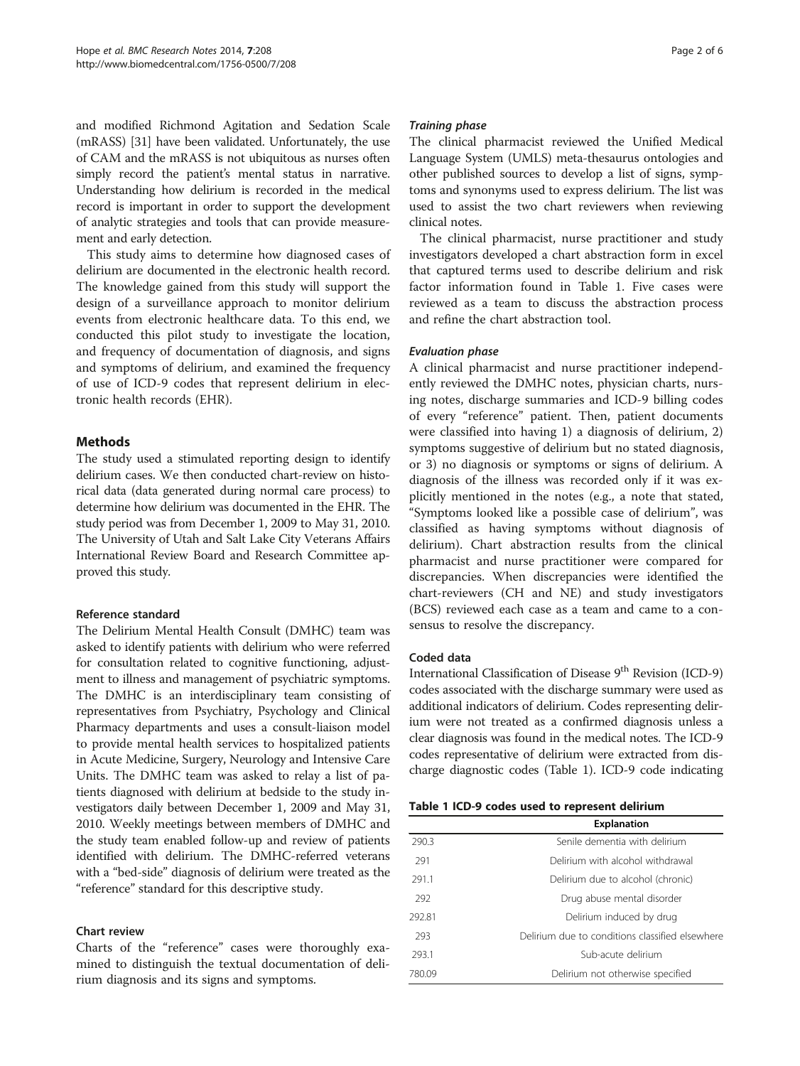and modified Richmond Agitation and Sedation Scale (mRASS) [31] have been validated. Unfortunately, the use of CAM and the mRASS is not ubiquitous as nurses often simply record the patient's mental status in narrative. Understanding how delirium is recorded in the medical record is important in order to support the development of analytic strategies and tools that can provide measurement and early detection.

This study aims to determine how diagnosed cases of delirium are documented in the electronic health record. The knowledge gained from this study will support the design of a surveillance approach to monitor delirium events from electronic healthcare data. To this end, we conducted this pilot study to investigate the location, and frequency of documentation of diagnosis, and signs and symptoms of delirium, and examined the frequency of use of ICD-9 codes that represent delirium in electronic health records (EHR).

## Methods

The study used a stimulated reporting design to identify delirium cases. We then conducted chart-review on historical data (data generated during normal care process) to determine how delirium was documented in the EHR. The study period was from December 1, 2009 to May 31, 2010. The University of Utah and Salt Lake City Veterans Affairs International Review Board and Research Committee approved this study.

### Reference standard

The Delirium Mental Health Consult (DMHC) team was asked to identify patients with delirium who were referred for consultation related to cognitive functioning, adjustment to illness and management of psychiatric symptoms. The DMHC is an interdisciplinary team consisting of representatives from Psychiatry, Psychology and Clinical Pharmacy departments and uses a consult-liaison model to provide mental health services to hospitalized patients in Acute Medicine, Surgery, Neurology and Intensive Care Units. The DMHC team was asked to relay a list of patients diagnosed with delirium at bedside to the study investigators daily between December 1, 2009 and May 31, 2010. Weekly meetings between members of DMHC and the study team enabled follow-up and review of patients identified with delirium. The DMHC-referred veterans with a "bed-side" diagnosis of delirium were treated as the "reference" standard for this descriptive study.

### Chart review

Charts of the "reference" cases were thoroughly examined to distinguish the textual documentation of delirium diagnosis and its signs and symptoms.

#### *Training phase*

The clinical pharmacist reviewed the Unified Medical Language System (UMLS) meta-thesaurus ontologies and other published sources to develop a list of signs, symptoms and synonyms used to express delirium. The list was used to assist the two chart reviewers when reviewing clinical notes.

The clinical pharmacist, nurse practitioner and study investigators developed a chart abstraction form in excel that captured terms used to describe delirium and risk factor information found in Table 1. Five cases were reviewed as a team to discuss the abstraction process and refine the chart abstraction tool.

#### *Evaluation phase*

A clinical pharmacist and nurse practitioner independently reviewed the DMHC notes, physician charts, nursing notes, discharge summaries and ICD-9 billing codes of every "reference" patient. Then, patient documents were classified into having 1) a diagnosis of delirium, 2) symptoms suggestive of delirium but no stated diagnosis, or 3) no diagnosis or symptoms or signs of delirium. A diagnosis of the illness was recorded only if it was explicitly mentioned in the notes (e.g., a note that stated, "Symptoms looked like a possible case of delirium", was classified as having symptoms without diagnosis of delirium). Chart abstraction results from the clinical pharmacist and nurse practitioner were compared for discrepancies. When discrepancies were identified the chart-reviewers (CH and NE) and study investigators (BCS) reviewed each case as a team and came to a consensus to resolve the discrepancy.

### Coded data

International Classification of Disease 9[th] Revision (ICD-9) codes associated with the discharge summary were used as additional indicators of delirium. Codes representing delirium were not treated as a confirmed diagnosis unless a clear diagnosis was found in the medical notes. The ICD-9 codes representative of delirium were extracted from discharge diagnostic codes (Table 1). ICD-9 code indicating

**Table 1 ICD-9 codes used to represent delirium**

| | Explanation |
|---|---|
| 290.3 | Senile dementia with delirium |
| 291 | Delirium with alcohol withdrawal |
| 291.1 | Delirium due to alcohol (chronic) |
| 292 | Drug abuse mental disorder |
| 292.81 | Delirium induced by drug |
| 293 | Delirium due to conditions classified elsewhere |
| 293.1 | Sub-acute delirium |
| 780.09 | Delirium not otherwise specified |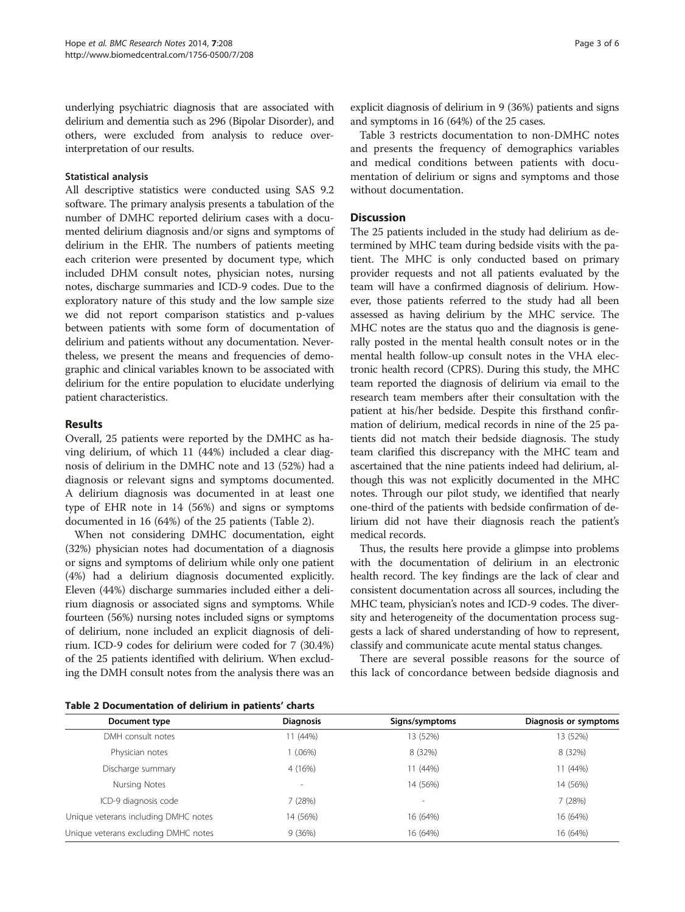underlying psychiatric diagnosis that are associated with delirium and dementia such as 296 (Bipolar Disorder), and others, were excluded from analysis to reduce over-interpretation of our results.

#### Statistical analysis

All descriptive statistics were conducted using SAS 9.2 software. The primary analysis presents a tabulation of the number of DMHC reported delirium cases with a documented delirium diagnosis and/or signs and symptoms of delirium in the EHR. The numbers of patients meeting each criterion were presented by document type, which included DHM consult notes, physician notes, nursing notes, discharge summaries and ICD-9 codes. Due to the exploratory nature of this study and the low sample size we did not report comparison statistics and p-values between patients with some form of documentation of delirium and patients without any documentation. Nevertheless, we present the means and frequencies of demographic and clinical variables known to be associated with delirium for the entire population to elucidate underlying patient characteristics.

## Results

Overall, 25 patients were reported by the DMHC as having delirium, of which 11 (44%) included a clear diagnosis of delirium in the DMHC note and 13 (52%) had a diagnosis or relevant signs and symptoms documented. A delirium diagnosis was documented in at least one type of EHR note in 14 (56%) and signs or symptoms documented in 16 (64%) of the 25 patients (Table 2).

When not considering DMHC documentation, eight (32%) physician notes had documentation of a diagnosis or signs and symptoms of delirium while only one patient (4%) had a delirium diagnosis documented explicitly. Eleven (44%) discharge summaries included either a delirium diagnosis or associated signs and symptoms. While fourteen (56%) nursing notes included signs or symptoms of delirium, none included an explicit diagnosis of delirium. ICD-9 codes for delirium were coded for 7 (30.4%) of the 25 patients identified with delirium. When excluding the DMH consult notes from the analysis there was an explicit diagnosis of delirium in 9 (36%) patients and signs and symptoms in 16 (64%) of the 25 cases.

Table 3 restricts documentation to non-DMHC notes and presents the frequency of demographics variables and medical conditions between patients with documentation of delirium or signs and symptoms and those without documentation.

## Discussion

The 25 patients included in the study had delirium as determined by MHC team during bedside visits with the patient. The MHC is only conducted based on primary provider requests and not all patients evaluated by the team will have a confirmed diagnosis of delirium. However, those patients referred to the study had all been assessed as having delirium by the MHC service. The MHC notes are the status quo and the diagnosis is generally posted in the mental health consult notes or in the mental health follow-up consult notes in the VHA electronic health record (CPRS). During this study, the MHC team reported the diagnosis of delirium via email to the research team members after their consultation with the patient at his/her bedside. Despite this firsthand confirmation of delirium, medical records in nine of the 25 patients did not match their bedside diagnosis. The study team clarified this discrepancy with the MHC team and ascertained that the nine patients indeed had delirium, although this was not explicitly documented in the MHC notes. Through our pilot study, we identified that nearly one-third of the patients with bedside confirmation of delirium did not have their diagnosis reach the patient's medical records.

Thus, the results here provide a glimpse into problems with the documentation of delirium in an electronic health record. The key findings are the lack of clear and consistent documentation across all sources, including the MHC team, physician's notes and ICD-9 codes. The diversity and heterogeneity of the documentation process suggests a lack of shared understanding of how to represent, classify and communicate acute mental status changes.

There are several possible reasons for the source of this lack of concordance between bedside diagnosis and

**Table 2 Documentation of delirium in patients' charts**

| Document type | Diagnosis | Signs/symptoms | Diagnosis or symptoms |
|---|---|---|---|
| DMH consult notes | 11 (44%) | 13 (52%) | 13 (52%) |
| Physician notes | 1 (.06%) | 8 (32%) | 8 (32%) |
| Discharge summary | 4 (16%) | 11 (44%) | 11 (44%) |
| Nursing Notes | - | 14 (56%) | 14 (56%) |
| ICD-9 diagnosis code | 7 (28%) | - | 7 (28%) |
| Unique veterans including DMHC notes | 14 (56%) | 16 (64%) | 16 (64%) |
| Unique veterans excluding DMHC notes | 9 (36%) | 16 (64%) | 16 (64%) |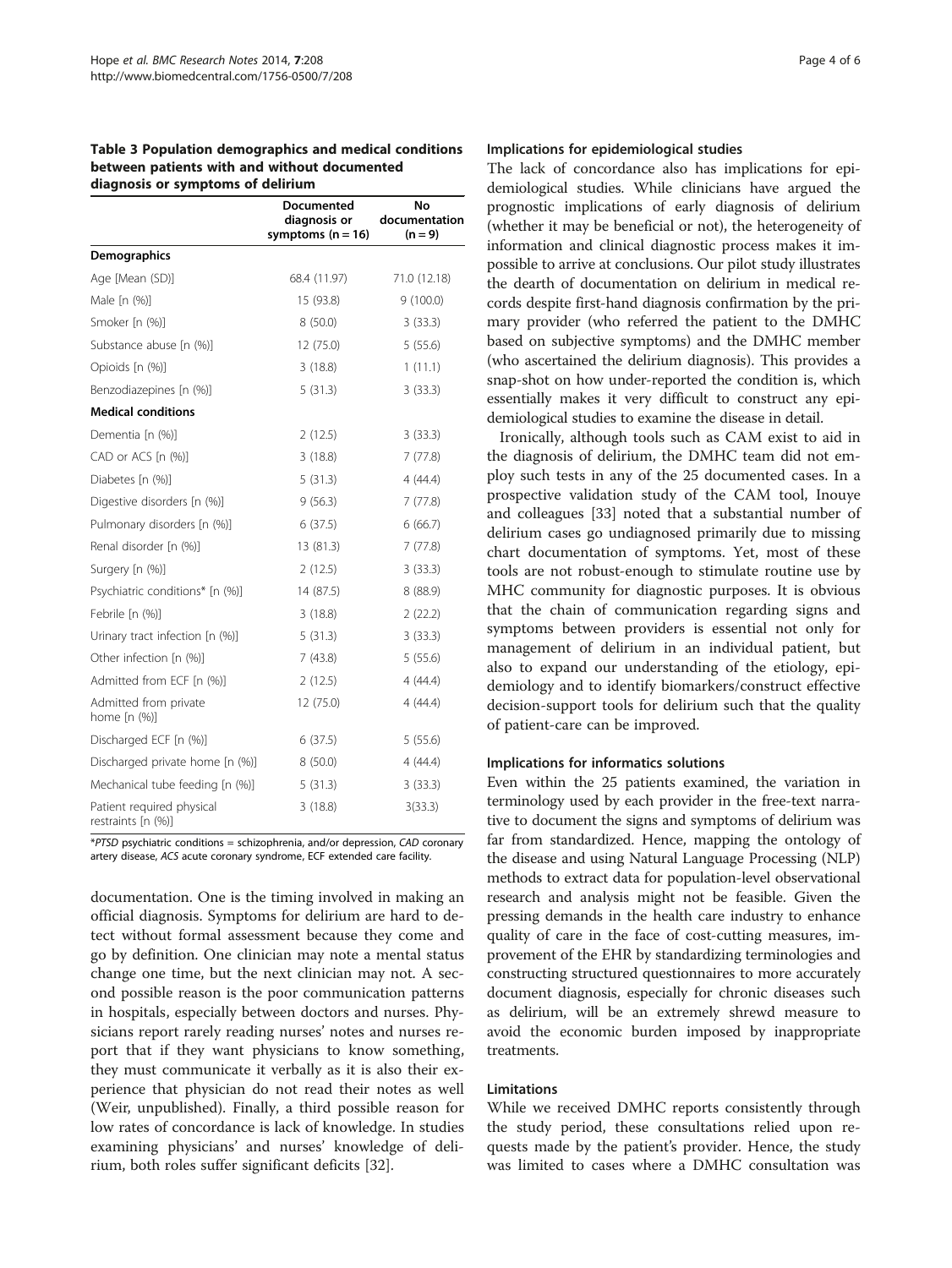**Table 3 Population demographics and medical conditions between patients with and without documented diagnosis or symptoms of delirium**

| | Documented diagnosis or symptoms (n = 16) | No documentation (n = 9) |
|---|---|---|
| **Demographics** | | |
| Age [Mean (SD)] | 68.4 (11.97) | 71.0 (12.18) |
| Male [n (%)] | 15 (93.8) | 9 (100.0) |
| Smoker [n (%)] | 8 (50.0) | 3 (33.3) |
| Substance abuse [n (%)] | 12 (75.0) | 5 (55.6) |
| Opioids [n (%)] | 3 (18.8) | 1 (11.1) |
| Benzodiazepines [n (%)] | 5 (31.3) | 3 (33.3) |
| **Medical conditions** | | |
| Dementia [n (%)] | 2 (12.5) | 3 (33.3) |
| CAD or ACS [n (%)] | 3 (18.8) | 7 (77.8) |
| Diabetes [n (%)] | 5 (31.3) | 4 (44.4) |
| Digestive disorders [n (%)] | 9 (56.3) | 7 (77.8) |
| Pulmonary disorders [n (%)] | 6 (37.5) | 6 (66.7) |
| Renal disorder [n (%)] | 13 (81.3) | 7 (77.8) |
| Surgery [n (%)] | 2 (12.5) | 3 (33.3) |
| Psychiatric conditions* [n (%)] | 14 (87.5) | 8 (88.9) |
| Febrile [n (%)] | 3 (18.8) | 2 (22.2) |
| Urinary tract infection [n (%)] | 5 (31.3) | 3 (33.3) |
| Other infection [n (%)] | 7 (43.8) | 5 (55.6) |
| Admitted from ECF [n (%)] | 2 (12.5) | 4 (44.4) |
| Admitted from private home [n (%)] | 12 (75.0) | 4 (44.4) |
| Discharged ECF [n (%)] | 6 (37.5) | 5 (55.6) |
| Discharged private home [n (%)] | 8 (50.0) | 4 (44.4) |
| Mechanical tube feeding [n (%)] | 5 (31.3) | 3 (33.3) |
| Patient required physical restraints [n (%)] | 3 (18.8) | 3(33.3) |

**PTSD* psychiatric conditions = schizophrenia, and/or depression, *CAD* coronary artery disease, *ACS* acute coronary syndrome, ECF extended care facility.

documentation. One is the timing involved in making an official diagnosis. Symptoms for delirium are hard to detect without formal assessment because they come and go by definition. One clinician may note a mental status change one time, but the next clinician may not. A second possible reason is the poor communication patterns in hospitals, especially between doctors and nurses. Physicians report rarely reading nurses' notes and nurses report that if they want physicians to know something, they must communicate it verbally as it is also their experience that physician do not read their notes as well (Weir, unpublished). Finally, a third possible reason for low rates of concordance is lack of knowledge. In studies examining physicians' and nurses' knowledge of delirium, both roles suffer significant deficits [32].

### Implications for epidemiological studies

The lack of concordance also has implications for epidemiological studies. While clinicians have argued the prognostic implications of early diagnosis of delirium (whether it may be beneficial or not), the heterogeneity of information and clinical diagnostic process makes it impossible to arrive at conclusions. Our pilot study illustrates the dearth of documentation on delirium in medical records despite first-hand diagnosis confirmation by the primary provider (who referred the patient to the DMHC based on subjective symptoms) and the DMHC member (who ascertained the delirium diagnosis). This provides a snap-shot on how under-reported the condition is, which essentially makes it very difficult to construct any epidemiological studies to examine the disease in detail.

Ironically, although tools such as CAM exist to aid in the diagnosis of delirium, the DMHC team did not employ such tests in any of the 25 documented cases. In a prospective validation study of the CAM tool, Inouye and colleagues [33] noted that a substantial number of delirium cases go undiagnosed primarily due to missing chart documentation of symptoms. Yet, most of these tools are not robust-enough to stimulate routine use by MHC community for diagnostic purposes. It is obvious that the chain of communication regarding signs and symptoms between providers is essential not only for management of delirium in an individual patient, but also to expand our understanding of the etiology, epidemiology and to identify biomarkers/construct effective decision-support tools for delirium such that the quality of patient-care can be improved.

### Implications for informatics solutions

Even within the 25 patients examined, the variation in terminology used by each provider in the free-text narrative to document the signs and symptoms of delirium was far from standardized. Hence, mapping the ontology of the disease and using Natural Language Processing (NLP) methods to extract data for population-level observational research and analysis might not be feasible. Given the pressing demands in the health care industry to enhance quality of care in the face of cost-cutting measures, improvement of the EHR by standardizing terminologies and constructing structured questionnaires to more accurately document diagnosis, especially for chronic diseases such as delirium, will be an extremely shrewd measure to avoid the economic burden imposed by inappropriate treatments.

### Limitations

While we received DMHC reports consistently through the study period, these consultations relied upon requests made by the patient's provider. Hence, the study was limited to cases where a DMHC consultation was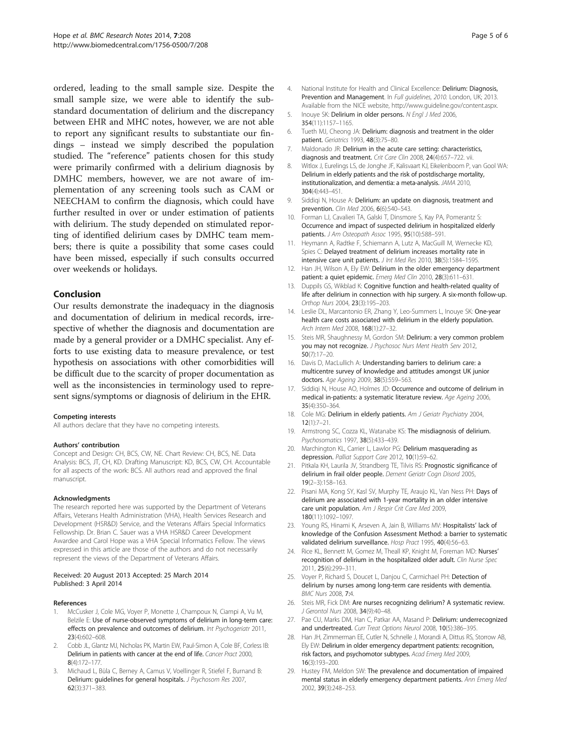ordered, leading to the small sample size. Despite the small sample size, we were able to identify the substandard documentation of delirium and the discrepancy between EHR and MHC notes, however, we are not able to report any significant results to substantiate our findings – instead we simply described the population studied. The "reference" patients chosen for this study were primarily confirmed with a delirium diagnosis by DMHC members, however, we are not aware of implementation of any screening tools such as CAM or NEECHAM to confirm the diagnosis, which could have further resulted in over or under estimation of patients with delirium. The study depended on stimulated reporting of identified delirium cases by DMHC team members; there is quite a possibility that some cases could have been missed, especially if such consults occurred over weekends or holidays.

## Conclusion

Our results demonstrate the inadequacy in the diagnosis and documentation of delirium in medical records, irrespective of whether the diagnosis and documentation are made by a general provider or a DMHC specialist. Any efforts to use existing data to measure prevalence, or test hypothesis on associations with other comorbidities will be difficult due to the scarcity of proper documentation as well as the inconsistencies in terminology used to represent signs/symptoms or diagnosis of delirium in the EHR.

#### Competing interests

All authors declare that they have no competing interests.

#### Authors' contribution

Concept and Design: CH, BCS, CW, NE. Chart Review: CH, BCS, NE. Data Analysis: BCS, JT, CH, KD. Drafting Manuscript: KD, BCS, CW, CH. Accountable for all aspects of the work: BCS. All authors read and approved the final manuscript.

#### Acknowledgments

The research reported here was supported by the Department of Veterans Affairs, Veterans Health Administration (VHA), Health Services Research and Development (HSR&D) Service, and the Veterans Affairs Special Informatics Fellowship. Dr. Brian C. Sauer was a VHA HSR&D Career Development Awardee and Carol Hope was a VHA Special Informatics Fellow. The views expressed in this article are those of the authors and do not necessarily represent the views of the Department of Veterans Affairs.

Received: 20 August 2013 Accepted: 25 March 2014
Published: 3 April 2014

#### References

1. McCusker J, Cole MG, Voyer P, Monette J, Champoux N, Ciampi A, Vu M, Belzile E: **Use of nurse-observed symptoms of delirium in long-term care: effects on prevalence and outcomes of delirium.** *Int Psychogeriatr* 2011, **23**(4):602–608.
2. Cobb JL, Glantz MJ, Nicholas PK, Martin EW, Paul-Simon A, Cole BF, Corless IB: **Delirium in patients with cancer at the end of life.** *Cancer Pract* 2000, **8**(4):172–177.
3. Michaud L, Büla C, Berney A, Camus V, Voellinger R, Stiefel F, Burnand B: **Delirium: guidelines for general hospitals.** *J Psychosom Res* 2007, **62**(3):371–383.
4. National Institute for Health and Clinical Excellence: **Delirium: Diagnosis, Prevention and Management**. In *Full guidelines, 2010.* London, UK; 2013. Available from the NICE website, http://www.guideline.gov/content.aspx.
5. Inouye SK: **Delirium in older persons.** *N Engl J Med* 2006, **354**(11):1157–1165.
6. Tueth MJ, Cheong JA: **Delirium: diagnosis and treatment in the older patient.** *Geriatrics* 1993, **48**(3):75–80.
7. Maldonado JR: **Delirium in the acute care setting: characteristics, diagnosis and treatment.** *Crit Care Clin* 2008, **24**(4):657–722. vii.
8. Witlox J, Eurelings LS, de Jonghe JF, Kalisvaart KJ, Eikelenboom P, van Gool WA: **Delirium in elderly patients and the risk of postdischarge mortality, institutionalization, and dementia: a meta-analysis.** *JAMA* 2010, **304**(4):443–451.
9. Siddiqi N, House A: **Delirium: an update on diagnosis, treatment and prevention.** *Clin Med* 2006, **6**(6):540–543.
10. Forman LJ, Cavalieri TA, Galski T, Dinsmore S, Kay PA, Pomerantz S: **Occurrence and impact of suspected delirium in hospitalized elderly patients.** *J Am Osteopath Assoc* 1995, **95**(10):588–591.
11. Heymann A, Radtke F, Schiemann A, Lutz A, MacGuill M, Wernecke KD, Spies C: **Delayed treatment of delirium increases mortality rate in intensive care unit patients.** *J Int Med Res* 2010, **38**(5):1584–1595.
12. Han JH, Wilson A, Ely EW: **Delirium in the older emergency department patient: a quiet epidemic.** *Emerg Med Clin* 2010, **28**(3):611–631.
13. Duppils GS, Wikblad K: **Cognitive function and health-related quality of life after delirium in connection with hip surgery. A six-month follow-up.** *Orthop Nurs* 2004, **23**(3):195–203.
14. Leslie DL, Marcantonio ER, Zhang Y, Leo-Summers L, Inouye SK: **One-year health care costs associated with delirium in the elderly population.** *Arch Intern Med* 2008, **168**(1):27–32.
15. Steis MR, Shaughnessy M, Gordon SM: **Delirium: a very common problem you may not recognize.** *J Psychosoc Nurs Ment Health Serv* 2012, **50**(7):17–20.
16. Davis D, MacLullich A: **Understanding barriers to delirium care: a multicentre survey of knowledge and attitudes amongst UK junior doctors.** *Age Ageing* 2009, **38**(5):559–563.
17. Siddiqi N, House AO, Holmes JD: **Occurrence and outcome of delirium in medical in-patients: a systematic literature review.** *Age Ageing* 2006, **35**(4):350–364.
18. Cole MG: **Delirium in elderly patients.** *Am J Geriatr Psychiatry* 2004, **12**(1):7–21.
19. Armstrong SC, Cozza KL, Watanabe KS: **The misdiagnosis of delirium.** *Psychosomatics* 1997, **38**(5):433–439.
20. Marchington KL, Carrier L, Lawlor PG: **Delirium masquerading as depression.** *Palliat Support Care* 2012, **10**(1):59–62.
21. Pitkala KH, Laurila JV, Strandberg TE, Tilvis RS: **Prognostic significance of delirium in frail older people.** *Dement Geriatr Cogn Disord* 2005, **19**(2–3):158–163.
22. Pisani MA, Kong SY, Kasl SV, Murphy TE, Araujo KL, Van Ness PH: **Days of delirium are associated with 1-year mortality in an older intensive care unit population.** *Am J Respir Crit Care Med* 2009, **180**(11):1092–1097.
23. Young RS, Hinami K, Arseven A, Jain B, Williams MV: **Hospitalists' lack of knowledge of the Confusion Assessment Method: a barrier to systematic validated delirium surveillance.** *Hosp Pract* 1995, **40**(4):56–63.
24. Rice KL, Bennett M, Gomez M, Theall KP, Knight M, Foreman MD: **Nurses' recognition of delirium in the hospitalized older adult.** *Clin Nurse Spec* 2011, **25**(6):299–311.
25. Voyer P, Richard S, Doucet L, Danjou C, Carmichael PH: **Detection of delirium by nurses among long-term care residents with dementia.** *BMC Nurs* 2008, **7**:4.
26. Steis MR, Fick DM: **Are nurses recognizing delirium? A systematic review.** *J Gerontol Nurs* 2008, **34**(9):40–48.
27. Pae CU, Marks DM, Han C, Patkar AA, Masand P: **Delirium: underrecognized and undertreated.** *Curr Treat Options Neurol* 2008, **10**(5):386–395.
28. Han JH, Zimmerman EE, Cutler N, Schnelle J, Morandi A, Dittus RS, Storrow AB, Ely EW: **Delirium in older emergency department patients: recognition, risk factors, and psychomotor subtypes.** *Acad Emerg Med* 2009, **16**(3):193–200.
29. Hustey FM, Meldon SW: **The prevalence and documentation of impaired mental status in elderly emergency department patients.** *Ann Emerg Med* 2002, **39**(3):248–253.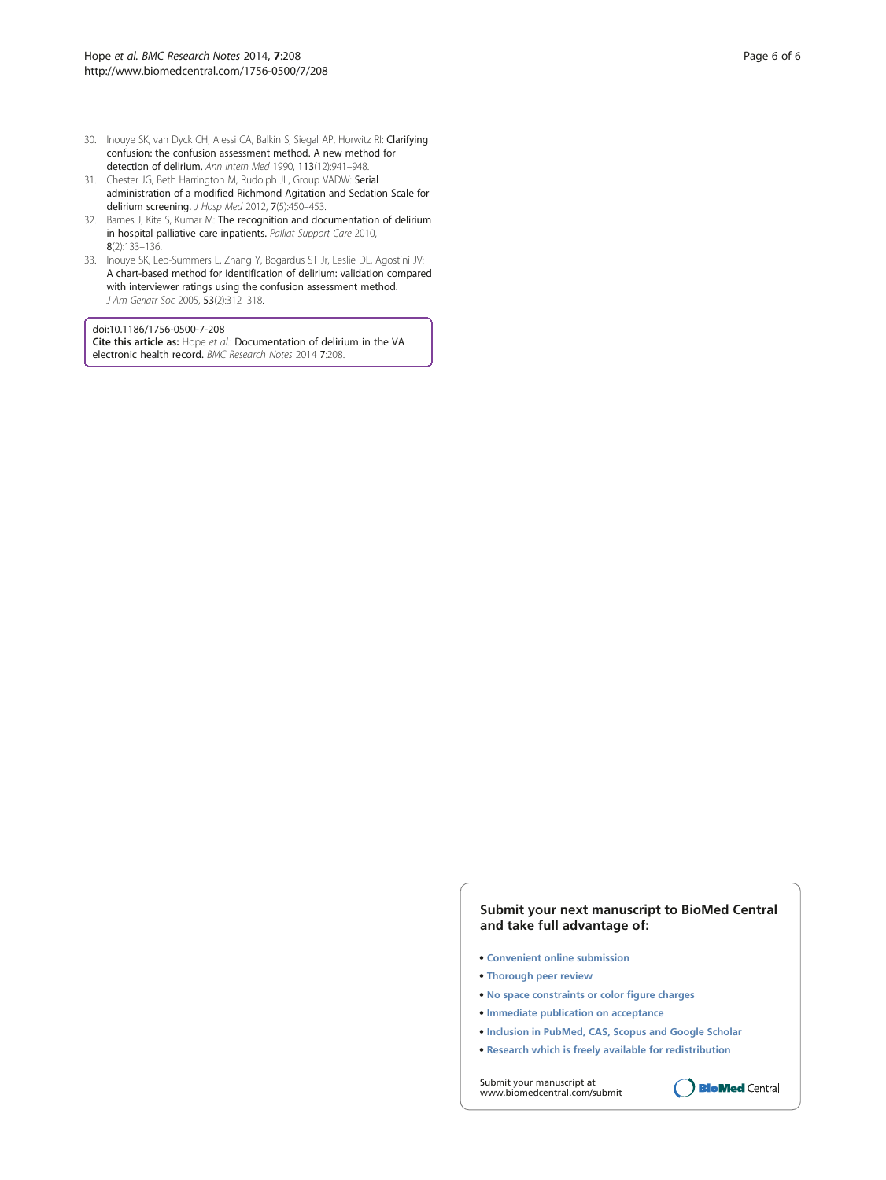30. Inouye SK, van Dyck CH, Alessi CA, Balkin S, Siegal AP, Horwitz RI: **Clarifying confusion: the confusion assessment method. A new method for detection of delirium.** *Ann Intern Med* 1990, **113**(12):941–948.
31. Chester JG, Beth Harrington M, Rudolph JL, Group VADW: **Serial administration of a modified Richmond Agitation and Sedation Scale for delirium screening.** *J Hosp Med* 2012, **7**(5):450–453.
32. Barnes J, Kite S, Kumar M: **The recognition and documentation of delirium in hospital palliative care inpatients.** *Palliat Support Care* 2010, **8**(2):133–136.
33. Inouye SK, Leo-Summers L, Zhang Y, Bogardus ST Jr, Leslie DL, Agostini JV: **A chart-based method for identification of delirium: validation compared with interviewer ratings using the confusion assessment method.** *J Am Geriatr Soc* 2005, **53**(2):312–318.

doi:10.1186/1756-0500-7-208
**Cite this article as:** Hope *et al.*: Documentation of delirium in the VA electronic health record. *BMC Research Notes* 2014 **7**:208.

**Submit your next manuscript to BioMed Central and take full advantage of:**

- **Convenient online submission**
- **Thorough peer review**
- **No space constraints or color figure charges**
- **Immediate publication on acceptance**
- **Inclusion in PubMed, CAS, Scopus and Google Scholar**
- **Research which is freely available for redistribution**

Submit your manuscript at
www.biomedcentral.com/submit

BioMed Central